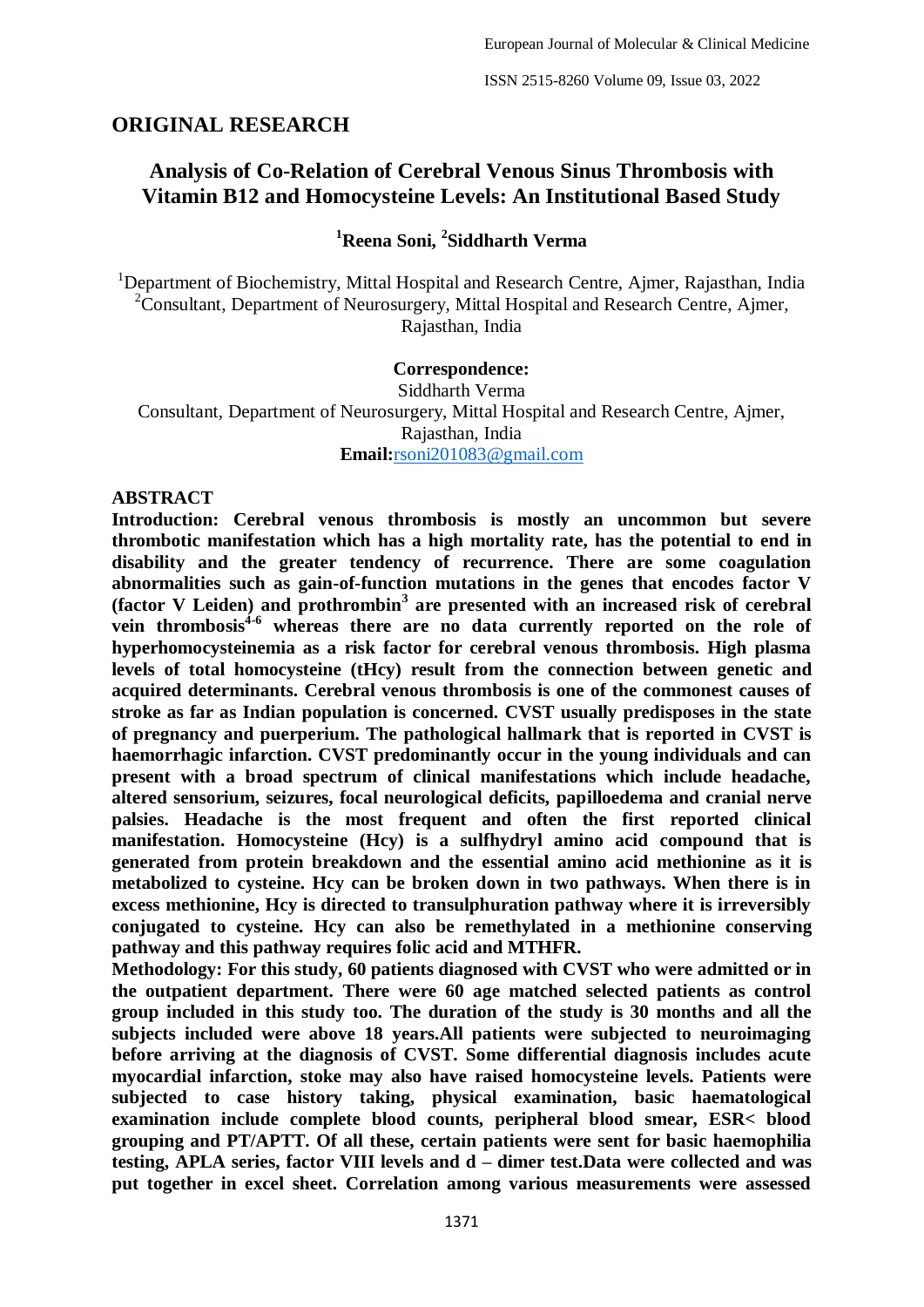## ORIGINAL RESEARCH

# Analysis of Co-Relation of Cerebral Venous Sinus Thrombosis with Vitamin B12 and Homocysteine Levels: An Institutional Based Study

**[1]Reena Soni, [2]Siddharth Verma**

[1]Department of Biochemistry, Mittal Hospital and Research Centre, Ajmer, Rajasthan, India
[2]Consultant, Department of Neurosurgery, Mittal Hospital and Research Centre, Ajmer, Rajasthan, India

**Correspondence:**
Siddharth Verma
Consultant, Department of Neurosurgery, Mittal Hospital and Research Centre, Ajmer, Rajasthan, India
**Email:**rsoni201083@gmail.com

## ABSTRACT

**Introduction: Cerebral venous thrombosis is mostly an uncommon but severe thrombotic manifestation which has a high mortality rate, has the potential to end in disability and the greater tendency of recurrence. There are some coagulation abnormalities such as gain-of-function mutations in the genes that encodes factor V (factor V Leiden) and prothrombin[3] are presented with an increased risk of cerebral vein thrombosis[4-6] whereas there are no data currently reported on the role of hyperhomocysteinemia as a risk factor for cerebral venous thrombosis. High plasma levels of total homocysteine (tHcy) result from the connection between genetic and acquired determinants. Cerebral venous thrombosis is one of the commonest causes of stroke as far as Indian population is concerned. CVST usually predisposes in the state of pregnancy and puerperium. The pathological hallmark that is reported in CVST is haemorrhagic infarction. CVST predominantly occur in the young individuals and can present with a broad spectrum of clinical manifestations which include headache, altered sensorium, seizures, focal neurological deficits, papilloedema and cranial nerve palsies. Headache is the most frequent and often the first reported clinical manifestation. Homocysteine (Hcy) is a sulfhydryl amino acid compound that is generated from protein breakdown and the essential amino acid methionine as it is metabolized to cysteine. Hcy can be broken down in two pathways. When there is in excess methionine, Hcy is directed to transulphuration pathway where it is irreversibly conjugated to cysteine. Hcy can also be remethylated in a methionine conserving pathway and this pathway requires folic acid and MTHFR.**

**Methodology: For this study, 60 patients diagnosed with CVST who were admitted or in the outpatient department. There were 60 age matched selected patients as control group included in this study too. The duration of the study is 30 months and all the subjects included were above 18 years.All patients were subjected to neuroimaging before arriving at the diagnosis of CVST. Some differential diagnosis includes acute myocardial infarction, stoke may also have raised homocysteine levels. Patients were subjected to case history taking, physical examination, basic haematological examination include complete blood counts, peripheral blood smear, ESR< blood grouping and PT/APTT. Of all these, certain patients were sent for basic haemophilia testing, APLA series, factor VIII levels and d – dimer test.Data were collected and was put together in excel sheet. Correlation among various measurements were assessed**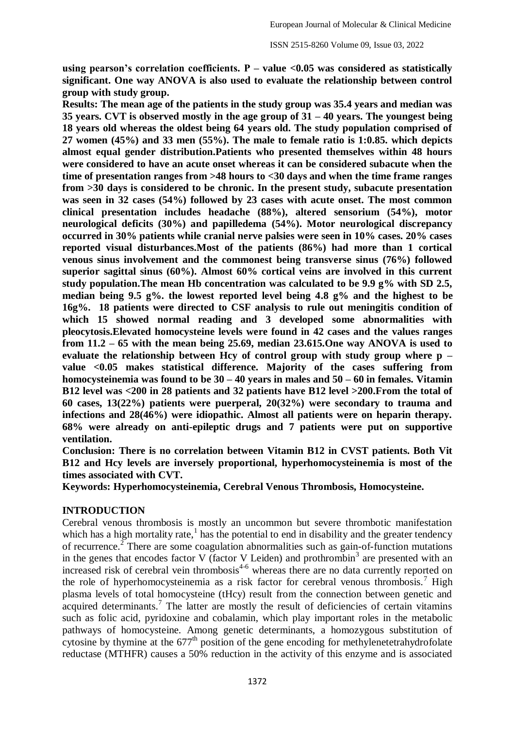**using pearson's correlation coefficients. P – value <0.05 was considered as statistically significant. One way ANOVA is also used to evaluate the relationship between control group with study group.**

**Results: The mean age of the patients in the study group was 35.4 years and median was 35 years. CVT is observed mostly in the age group of 31 – 40 years. The youngest being 18 years old whereas the oldest being 64 years old. The study population comprised of 27 women (45%) and 33 men (55%). The male to female ratio is 1:0.85. which depicts almost equal gender distribution.Patients who presented themselves within 48 hours were considered to have an acute onset whereas it can be considered subacute when the time of presentation ranges from >48 hours to <30 days and when the time frame ranges from >30 days is considered to be chronic. In the present study, subacute presentation was seen in 32 cases (54%) followed by 23 cases with acute onset. The most common clinical presentation includes headache (88%), altered sensorium (54%), motor neurological deficits (30%) and papilledema (54%). Motor neurological discrepancy occurred in 30% patients while cranial nerve palsies were seen in 10% cases. 20% cases reported visual disturbances.Most of the patients (86%) had more than 1 cortical venous sinus involvement and the commonest being transverse sinus (76%) followed superior sagittal sinus (60%). Almost 60% cortical veins are involved in this current study population.The mean Hb concentration was calculated to be 9.9 g% with SD 2.5, median being 9.5 g%. the lowest reported level being 4.8 g% and the highest to be 16g%. 18 patients were directed to CSF analysis to rule out meningitis condition of which 15 showed normal reading and 3 developed some abnormalities with pleocytosis.Elevated homocysteine levels were found in 42 cases and the values ranges from 11.2 – 65 with the mean being 25.69, median 23.615.One way ANOVA is used to evaluate the relationship between Hcy of control group with study group where p – value <0.05 makes statistical difference. Majority of the cases suffering from homocysteinemia was found to be 30 – 40 years in males and 50 – 60 in females. Vitamin B12 level was <200 in 28 patients and 32 patients have B12 level >200.From the total of 60 cases, 13(22%) patients were puerperal, 20(32%) were secondary to trauma and infections and 28(46%) were idiopathic. Almost all patients were on heparin therapy. 68% were already on anti-epileptic drugs and 7 patients were put on supportive ventilation.**

**Conclusion: There is no correlation between Vitamin B12 in CVST patients. Both Vit B12 and Hcy levels are inversely proportional, hyperhomocysteinemia is most of the times associated with CVT.**

**Keywords: Hyperhomocysteinemia, Cerebral Venous Thrombosis, Homocysteine.**

## INTRODUCTION

Cerebral venous thrombosis is mostly an uncommon but severe thrombotic manifestation which has a high mortality rate,[1] has the potential to end in disability and the greater tendency of recurrence.[2] There are some coagulation abnormalities such as gain-of-function mutations in the genes that encodes factor V (factor V Leiden) and prothrombin[3] are presented with an increased risk of cerebral vein thrombosis[4-6] whereas there are no data currently reported on the role of hyperhomocysteinemia as a risk factor for cerebral venous thrombosis.[7] High plasma levels of total homocysteine (tHcy) result from the connection between genetic and acquired determinants.[7] The latter are mostly the result of deficiencies of certain vitamins such as folic acid, pyridoxine and cobalamin, which play important roles in the metabolic pathways of homocysteine. Among genetic determinants, a homozygous substitution of cytosine by thymine at the 677[th] position of the gene encoding for methylenetetrahydrofolate reductase (MTHFR) causes a 50% reduction in the activity of this enzyme and is associated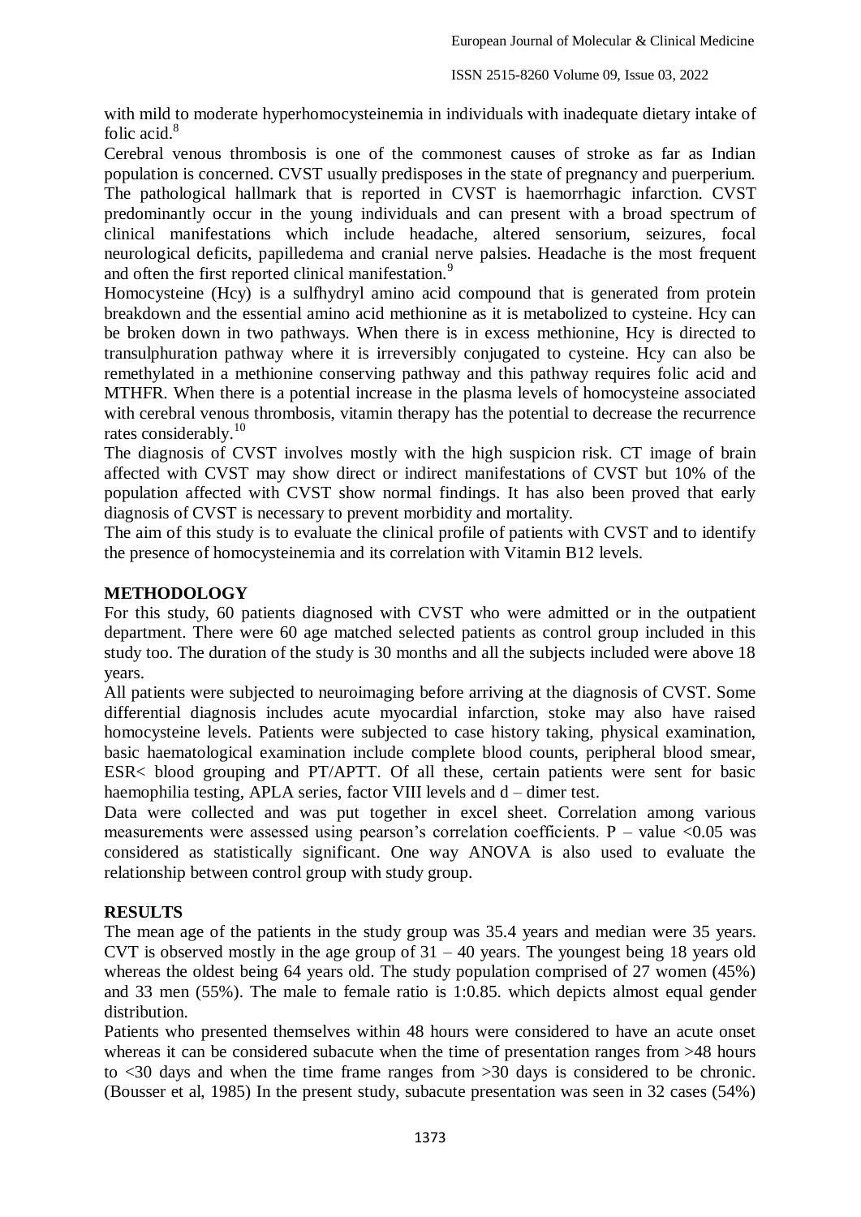with mild to moderate hyperhomocysteinemia in individuals with inadequate dietary intake of folic acid.[8]

Cerebral venous thrombosis is one of the commonest causes of stroke as far as Indian population is concerned. CVST usually predisposes in the state of pregnancy and puerperium. The pathological hallmark that is reported in CVST is haemorrhagic infarction. CVST predominantly occur in the young individuals and can present with a broad spectrum of clinical manifestations which include headache, altered sensorium, seizures, focal neurological deficits, papilledema and cranial nerve palsies. Headache is the most frequent and often the first reported clinical manifestation.[9]

Homocysteine (Hcy) is a sulfhydryl amino acid compound that is generated from protein breakdown and the essential amino acid methionine as it is metabolized to cysteine. Hcy can be broken down in two pathways. When there is in excess methionine, Hcy is directed to transulphuration pathway where it is irreversibly conjugated to cysteine. Hcy can also be remethylated in a methionine conserving pathway and this pathway requires folic acid and MTHFR. When there is a potential increase in the plasma levels of homocysteine associated with cerebral venous thrombosis, vitamin therapy has the potential to decrease the recurrence rates considerably.[10]

The diagnosis of CVST involves mostly with the high suspicion risk. CT image of brain affected with CVST may show direct or indirect manifestations of CVST but 10% of the population affected with CVST show normal findings. It has also been proved that early diagnosis of CVST is necessary to prevent morbidity and mortality.

The aim of this study is to evaluate the clinical profile of patients with CVST and to identify the presence of homocysteinemia and its correlation with Vitamin B12 levels.

## METHODOLOGY

For this study, 60 patients diagnosed with CVST who were admitted or in the outpatient department. There were 60 age matched selected patients as control group included in this study too. The duration of the study is 30 months and all the subjects included were above 18 years.

All patients were subjected to neuroimaging before arriving at the diagnosis of CVST. Some differential diagnosis includes acute myocardial infarction, stoke may also have raised homocysteine levels. Patients were subjected to case history taking, physical examination, basic haematological examination include complete blood counts, peripheral blood smear, ESR< blood grouping and PT/APTT. Of all these, certain patients were sent for basic haemophilia testing, APLA series, factor VIII levels and d – dimer test.

Data were collected and was put together in excel sheet. Correlation among various measurements were assessed using pearson's correlation coefficients. P – value <0.05 was considered as statistically significant. One way ANOVA is also used to evaluate the relationship between control group with study group.

## RESULTS

The mean age of the patients in the study group was 35.4 years and median were 35 years. CVT is observed mostly in the age group of 31 – 40 years. The youngest being 18 years old whereas the oldest being 64 years old. The study population comprised of 27 women (45%) and 33 men (55%). The male to female ratio is 1:0.85. which depicts almost equal gender distribution.

Patients who presented themselves within 48 hours were considered to have an acute onset whereas it can be considered subacute when the time of presentation ranges from >48 hours to <30 days and when the time frame ranges from >30 days is considered to be chronic. (Bousser et al, 1985) In the present study, subacute presentation was seen in 32 cases (54%)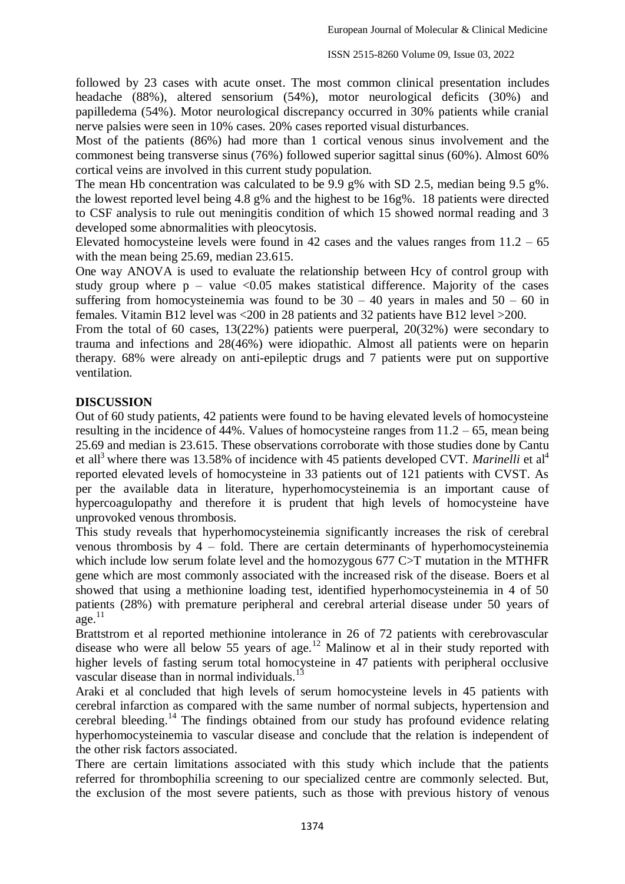followed by 23 cases with acute onset. The most common clinical presentation includes headache (88%), altered sensorium (54%), motor neurological deficits (30%) and papilledema (54%). Motor neurological discrepancy occurred in 30% patients while cranial nerve palsies were seen in 10% cases. 20% cases reported visual disturbances.

Most of the patients (86%) had more than 1 cortical venous sinus involvement and the commonest being transverse sinus (76%) followed superior sagittal sinus (60%). Almost 60% cortical veins are involved in this current study population.

The mean Hb concentration was calculated to be 9.9 g% with SD 2.5, median being 9.5 g%. the lowest reported level being 4.8 g% and the highest to be 16g%. 18 patients were directed to CSF analysis to rule out meningitis condition of which 15 showed normal reading and 3 developed some abnormalities with pleocytosis.

Elevated homocysteine levels were found in 42 cases and the values ranges from 11.2 – 65 with the mean being 25.69, median 23.615.

One way ANOVA is used to evaluate the relationship between Hcy of control group with study group where p – value <0.05 makes statistical difference. Majority of the cases suffering from homocysteinemia was found to be 30 – 40 years in males and 50 – 60 in females. Vitamin B12 level was <200 in 28 patients and 32 patients have B12 level >200.

From the total of 60 cases, 13(22%) patients were puerperal, 20(32%) were secondary to trauma and infections and 28(46%) were idiopathic. Almost all patients were on heparin therapy. 68% were already on anti-epileptic drugs and 7 patients were put on supportive ventilation.

## DISCUSSION

Out of 60 study patients, 42 patients were found to be having elevated levels of homocysteine resulting in the incidence of 44%. Values of homocysteine ranges from 11.2 – 65, mean being 25.69 and median is 23.615. These observations corroborate with those studies done by Cantu et all[3] where there was 13.58% of incidence with 45 patients developed CVT. *Marinelli* et al[4] reported elevated levels of homocysteine in 33 patients out of 121 patients with CVST. As per the available data in literature, hyperhomocysteinemia is an important cause of hypercoagulopathy and therefore it is prudent that high levels of homocysteine have unprovoked venous thrombosis.

This study reveals that hyperhomocysteinemia significantly increases the risk of cerebral venous thrombosis by 4 – fold. There are certain determinants of hyperhomocysteinemia which include low serum folate level and the homozygous 677 C>T mutation in the MTHFR gene which are most commonly associated with the increased risk of the disease. Boers et al showed that using a methionine loading test, identified hyperhomocysteinemia in 4 of 50 patients (28%) with premature peripheral and cerebral arterial disease under 50 years of age.[11]

Brattstrom et al reported methionine intolerance in 26 of 72 patients with cerebrovascular disease who were all below 55 years of age.[12] Malinow et al in their study reported with higher levels of fasting serum total homocysteine in 47 patients with peripheral occlusive vascular disease than in normal individuals.[13]

Araki et al concluded that high levels of serum homocysteine levels in 45 patients with cerebral infarction as compared with the same number of normal subjects, hypertension and cerebral bleeding.[14] The findings obtained from our study has profound evidence relating hyperhomocysteinemia to vascular disease and conclude that the relation is independent of the other risk factors associated.

There are certain limitations associated with this study which include that the patients referred for thrombophilia screening to our specialized centre are commonly selected. But, the exclusion of the most severe patients, such as those with previous history of venous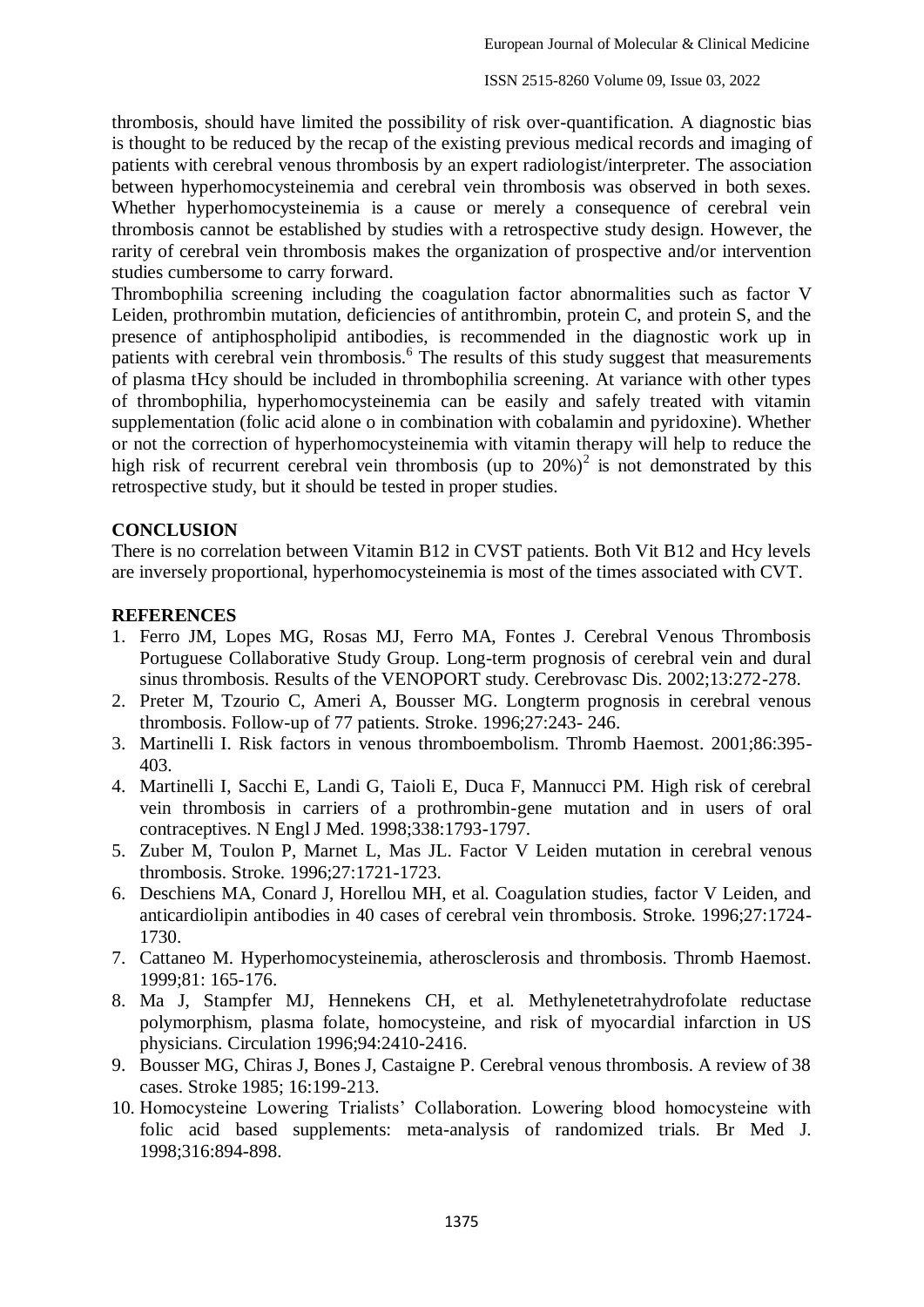thrombosis, should have limited the possibility of risk over-quantification. A diagnostic bias is thought to be reduced by the recap of the existing previous medical records and imaging of patients with cerebral venous thrombosis by an expert radiologist/interpreter. The association between hyperhomocysteinemia and cerebral vein thrombosis was observed in both sexes. Whether hyperhomocysteinemia is a cause or merely a consequence of cerebral vein thrombosis cannot be established by studies with a retrospective study design. However, the rarity of cerebral vein thrombosis makes the organization of prospective and/or intervention studies cumbersome to carry forward.

Thrombophilia screening including the coagulation factor abnormalities such as factor V Leiden, prothrombin mutation, deficiencies of antithrombin, protein C, and protein S, and the presence of antiphospholipid antibodies, is recommended in the diagnostic work up in patients with cerebral vein thrombosis.[6] The results of this study suggest that measurements of plasma tHcy should be included in thrombophilia screening. At variance with other types of thrombophilia, hyperhomocysteinemia can be easily and safely treated with vitamin supplementation (folic acid alone o in combination with cobalamin and pyridoxine). Whether or not the correction of hyperhomocysteinemia with vitamin therapy will help to reduce the high risk of recurrent cerebral vein thrombosis (up to 20%)[2] is not demonstrated by this retrospective study, but it should be tested in proper studies.

## CONCLUSION

There is no correlation between Vitamin B12 in CVST patients. Both Vit B12 and Hcy levels are inversely proportional, hyperhomocysteinemia is most of the times associated with CVT.

## REFERENCES

1. Ferro JM, Lopes MG, Rosas MJ, Ferro MA, Fontes J. Cerebral Venous Thrombosis Portuguese Collaborative Study Group. Long-term prognosis of cerebral vein and dural sinus thrombosis. Results of the VENOPORT study. Cerebrovasc Dis. 2002;13:272-278.
2. Preter M, Tzourio C, Ameri A, Bousser MG. Longterm prognosis in cerebral venous thrombosis. Follow-up of 77 patients. Stroke. 1996;27:243- 246.
3. Martinelli I. Risk factors in venous thromboembolism. Thromb Haemost. 2001;86:395-403.
4. Martinelli I, Sacchi E, Landi G, Taioli E, Duca F, Mannucci PM. High risk of cerebral vein thrombosis in carriers of a prothrombin-gene mutation and in users of oral contraceptives. N Engl J Med. 1998;338:1793-1797.
5. Zuber M, Toulon P, Marnet L, Mas JL. Factor V Leiden mutation in cerebral venous thrombosis. Stroke. 1996;27:1721-1723.
6. Deschiens MA, Conard J, Horellou MH, et al. Coagulation studies, factor V Leiden, and anticardiolipin antibodies in 40 cases of cerebral vein thrombosis. Stroke. 1996;27:1724-1730.
7. Cattaneo M. Hyperhomocysteinemia, atherosclerosis and thrombosis. Thromb Haemost. 1999;81: 165-176.
8. Ma J, Stampfer MJ, Hennekens CH, et al. Methylenetetrahydrofolate reductase polymorphism, plasma folate, homocysteine, and risk of myocardial infarction in US physicians. Circulation 1996;94:2410-2416.
9. Bousser MG, Chiras J, Bones J, Castaigne P. Cerebral venous thrombosis. A review of 38 cases. Stroke 1985; 16:199-213.
10. Homocysteine Lowering Trialists' Collaboration. Lowering blood homocysteine with folic acid based supplements: meta-analysis of randomized trials. Br Med J. 1998;316:894-898.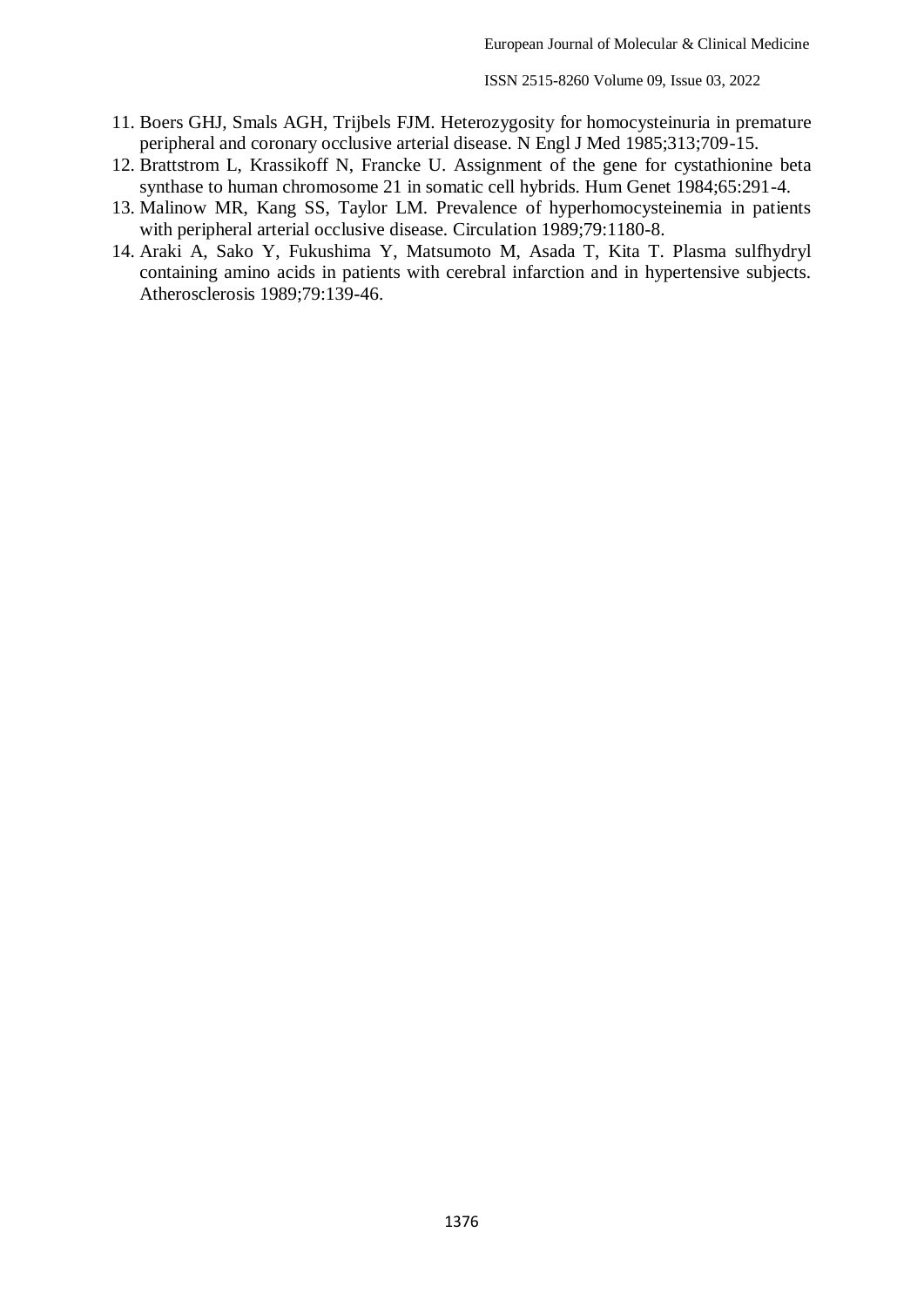11. Boers GHJ, Smals AGH, Trijbels FJM. Heterozygosity for homocysteinuria in premature peripheral and coronary occlusive arterial disease. N Engl J Med 1985;313;709-15.
12. Brattstrom L, Krassikoff N, Francke U. Assignment of the gene for cystathionine beta synthase to human chromosome 21 in somatic cell hybrids. Hum Genet 1984;65:291-4.
13. Malinow MR, Kang SS, Taylor LM. Prevalence of hyperhomocysteinemia in patients with peripheral arterial occlusive disease. Circulation 1989;79:1180-8.
14. Araki A, Sako Y, Fukushima Y, Matsumoto M, Asada T, Kita T. Plasma sulfhydryl containing amino acids in patients with cerebral infarction and in hypertensive subjects. Atherosclerosis 1989;79:139-46.